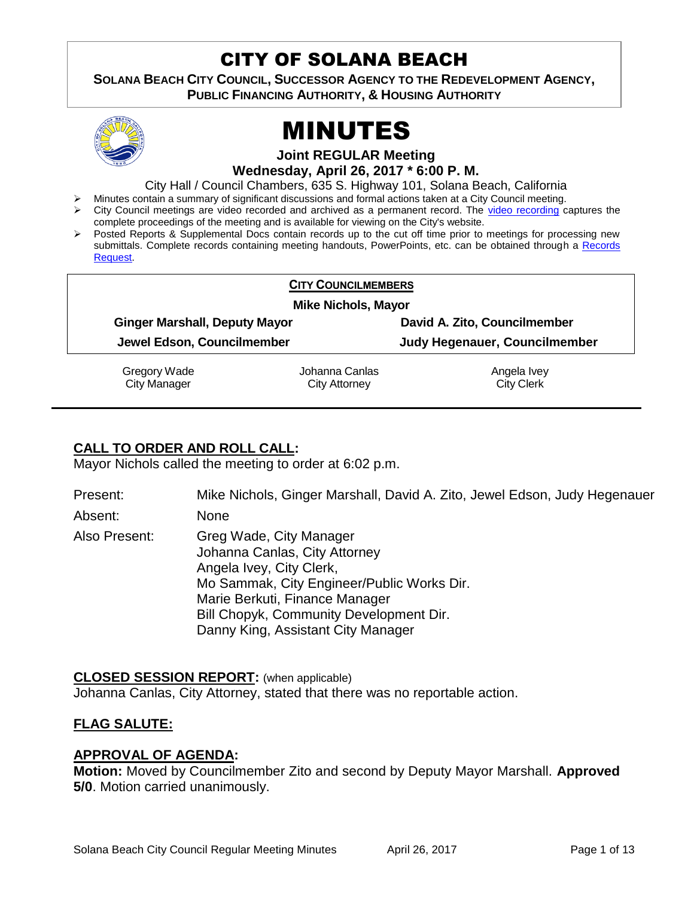# CITY OF SOLANA BEACH

**SOLANA BEACH CITY COUNCIL, SUCCESSOR AGENCY TO THE REDEVELOPMENT AGENCY, PUBLIC FINANCING AUTHORITY, & HOUSING AUTHORITY**

# MINUTES

**Joint REGULAR Meeting**
**Wednesday, April 26, 2017 * 6:00 P. M.**

City Hall / Council Chambers, 635 S. Highway 101, Solana Beach, California

- Minutes contain a summary of significant discussions and formal actions taken at a City Council meeting.
- City Council meetings are video recorded and archived as a permanent record. The video recording captures the complete proceedings of the meeting and is available for viewing on the City's website.
- Posted Reports & Supplemental Docs contain records up to the cut off time prior to meetings for processing new submittals. Complete records containing meeting handouts, PowerPoints, etc. can be obtained through a Records Request.

**CITY COUNCILMEMBERS**

**Mike Nichols, Mayor**

| | |
|---|---|
| **Ginger Marshall, Deputy Mayor** | **David A. Zito, Councilmember** |
| **Jewel Edson, Councilmember** | **Judy Hegenauer, Councilmember** |

| | | |
|---|---|---|
| Gregory Wade<br>City Manager | Johanna Canlas<br>City Attorney | Angela Ivey<br>City Clerk |

## CALL TO ORDER AND ROLL CALL:

Mayor Nichols called the meeting to order at 6:02 p.m.

Present: Mike Nichols, Ginger Marshall, David A. Zito, Jewel Edson, Judy Hegenauer

Absent: None

Also Present: Greg Wade, City Manager
Johanna Canlas, City Attorney
Angela Ivey, City Clerk,
Mo Sammak, City Engineer/Public Works Dir.
Marie Berkuti, Finance Manager
Bill Chopyk, Community Development Dir.
Danny King, Assistant City Manager

## CLOSED SESSION REPORT: (when applicable)

Johanna Canlas, City Attorney, stated that there was no reportable action.

## FLAG SALUTE:

## APPROVAL OF AGENDA:

**Motion:** Moved by Councilmember Zito and second by Deputy Mayor Marshall. **Approved 5/0**. Motion carried unanimously.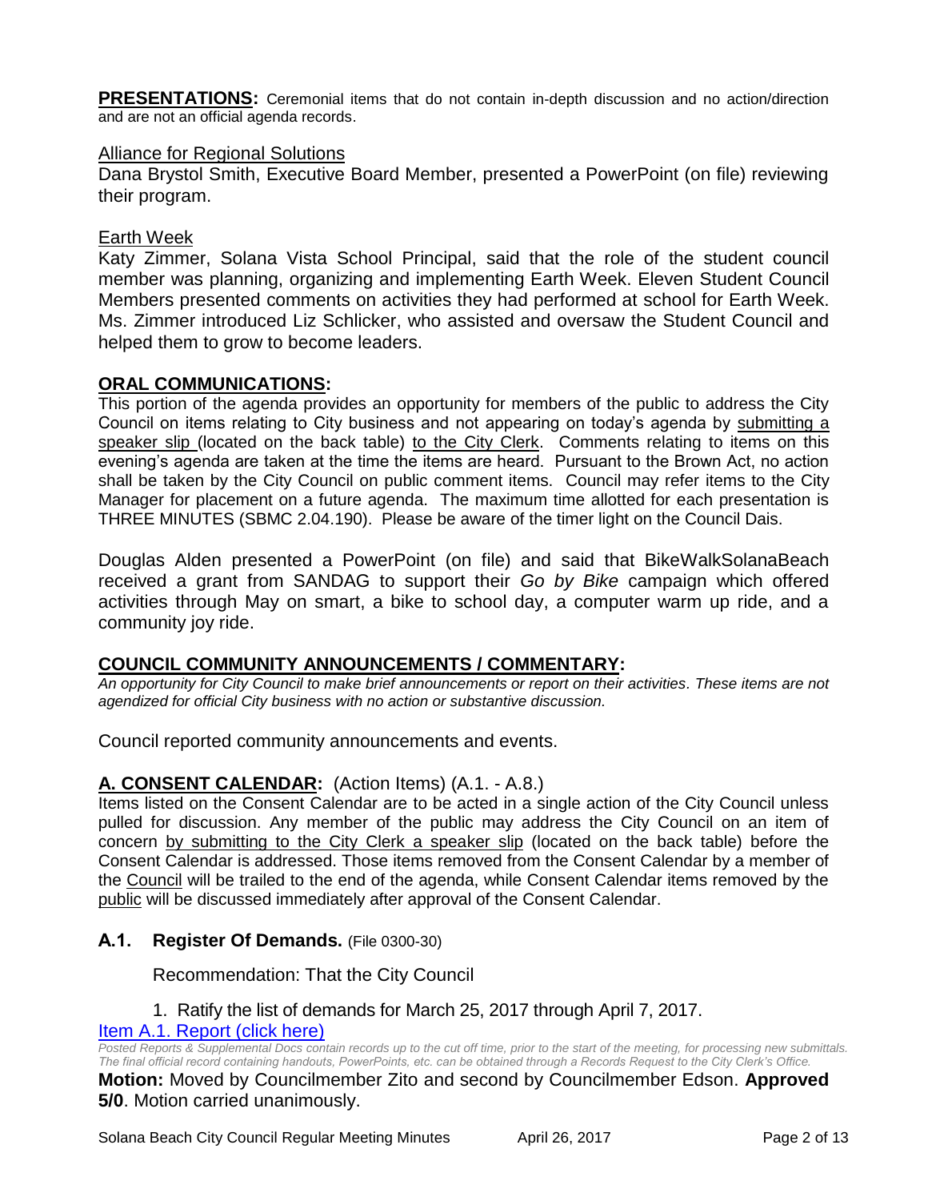**PRESENTATIONS:** Ceremonial items that do not contain in-depth discussion and no action/direction and are not an official agenda records.

Alliance for Regional Solutions

Dana Brystol Smith, Executive Board Member, presented a PowerPoint (on file) reviewing their program.

Earth Week

Katy Zimmer, Solana Vista School Principal, said that the role of the student council member was planning, organizing and implementing Earth Week. Eleven Student Council Members presented comments on activities they had performed at school for Earth Week. Ms. Zimmer introduced Liz Schlicker, who assisted and oversaw the Student Council and helped them to grow to become leaders.

## ORAL COMMUNICATIONS:

This portion of the agenda provides an opportunity for members of the public to address the City Council on items relating to City business and not appearing on today's agenda by submitting a speaker slip (located on the back table) to the City Clerk. Comments relating to items on this evening's agenda are taken at the time the items are heard. Pursuant to the Brown Act, no action shall be taken by the City Council on public comment items. Council may refer items to the City Manager for placement on a future agenda. The maximum time allotted for each presentation is THREE MINUTES (SBMC 2.04.190). Please be aware of the timer light on the Council Dais.

Douglas Alden presented a PowerPoint (on file) and said that BikeWalkSolanaBeach received a grant from SANDAG to support their *Go by Bike* campaign which offered activities through May on smart, a bike to school day, a computer warm up ride, and a community joy ride.

## COUNCIL COMMUNITY ANNOUNCEMENTS / COMMENTARY:

*An opportunity for City Council to make brief announcements or report on their activities. These items are not agendized for official City business with no action or substantive discussion.*

Council reported community announcements and events.

## A. CONSENT CALENDAR: (Action Items) (A.1. - A.8.)

Items listed on the Consent Calendar are to be acted in a single action of the City Council unless pulled for discussion. Any member of the public may address the City Council on an item of concern by submitting to the City Clerk a speaker slip (located on the back table) before the Consent Calendar is addressed. Those items removed from the Consent Calendar by a member of the Council will be trailed to the end of the agenda, while Consent Calendar items removed by the public will be discussed immediately after approval of the Consent Calendar.

### A.1. Register Of Demands. (File 0300-30)

Recommendation: That the City Council

1. Ratify the list of demands for March 25, 2017 through April 7, 2017.

Item A.1. Report (click here)

*Posted Reports & Supplemental Docs contain records up to the cut off time, prior to the start of the meeting, for processing new submittals. The final official record containing handouts, PowerPoints, etc. can be obtained through a Records Request to the City Clerk's Office.*

**Motion:** Moved by Councilmember Zito and second by Councilmember Edson. **Approved 5/0**. Motion carried unanimously.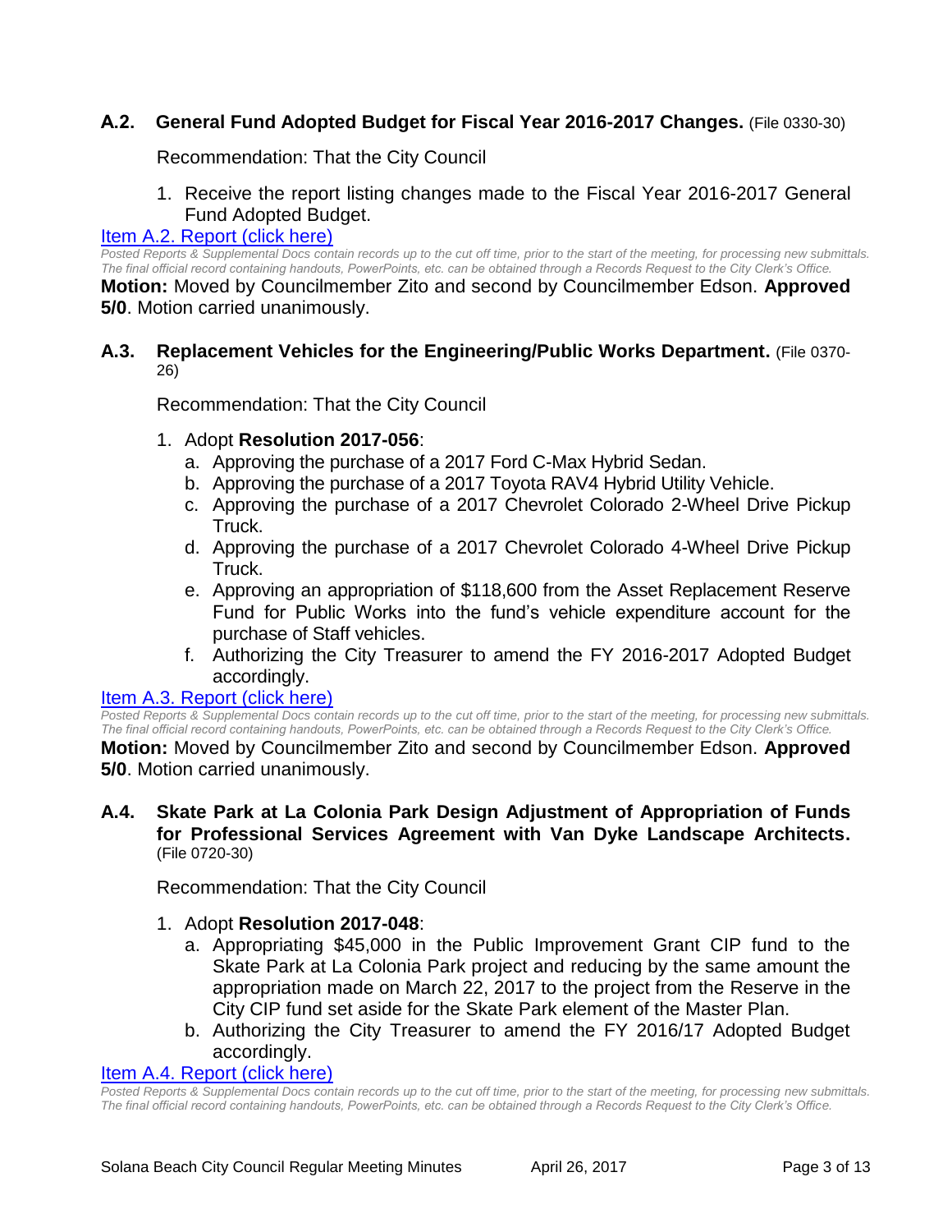### A.2. General Fund Adopted Budget for Fiscal Year 2016-2017 Changes. (File 0330-30)

Recommendation: That the City Council

1. Receive the report listing changes made to the Fiscal Year 2016-2017 General Fund Adopted Budget.

[Item A.2. Report (click here)]

*Posted Reports & Supplemental Docs contain records up to the cut off time, prior to the start of the meeting, for processing new submittals. The final official record containing handouts, PowerPoints, etc. can be obtained through a Records Request to the City Clerk's Office.*

**Motion:** Moved by Councilmember Zito and second by Councilmember Edson. **Approved 5/0**. Motion carried unanimously.

### A.3. Replacement Vehicles for the Engineering/Public Works Department. (File 0370-26)

Recommendation: That the City Council

1. Adopt **Resolution 2017-056**:
   a. Approving the purchase of a 2017 Ford C-Max Hybrid Sedan.
   b. Approving the purchase of a 2017 Toyota RAV4 Hybrid Utility Vehicle.
   c. Approving the purchase of a 2017 Chevrolet Colorado 2-Wheel Drive Pickup Truck.
   d. Approving the purchase of a 2017 Chevrolet Colorado 4-Wheel Drive Pickup Truck.
   e. Approving an appropriation of $118,600 from the Asset Replacement Reserve Fund for Public Works into the fund's vehicle expenditure account for the purchase of Staff vehicles.
   f. Authorizing the City Treasurer to amend the FY 2016-2017 Adopted Budget accordingly.

[Item A.3. Report (click here)]

*Posted Reports & Supplemental Docs contain records up to the cut off time, prior to the start of the meeting, for processing new submittals. The final official record containing handouts, PowerPoints, etc. can be obtained through a Records Request to the City Clerk's Office.*

**Motion:** Moved by Councilmember Zito and second by Councilmember Edson. **Approved 5/0**. Motion carried unanimously.

### A.4. Skate Park at La Colonia Park Design Adjustment of Appropriation of Funds for Professional Services Agreement with Van Dyke Landscape Architects. (File 0720-30)

Recommendation: That the City Council

1. Adopt **Resolution 2017-048**:
   a. Appropriating $45,000 in the Public Improvement Grant CIP fund to the Skate Park at La Colonia Park project and reducing by the same amount the appropriation made on March 22, 2017 to the project from the Reserve in the City CIP fund set aside for the Skate Park element of the Master Plan.
   b. Authorizing the City Treasurer to amend the FY 2016/17 Adopted Budget accordingly.

[Item A.4. Report (click here)]

*Posted Reports & Supplemental Docs contain records up to the cut off time, prior to the start of the meeting, for processing new submittals. The final official record containing handouts, PowerPoints, etc. can be obtained through a Records Request to the City Clerk's Office.*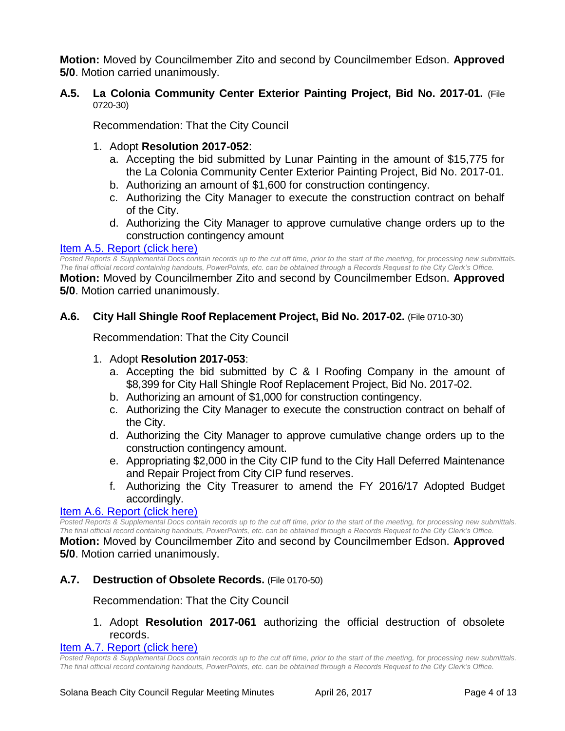**Motion:** Moved by Councilmember Zito and second by Councilmember Edson. **Approved 5/0**. Motion carried unanimously.

### A.5. La Colonia Community Center Exterior Painting Project, Bid No. 2017-01. (File 0720-30)

Recommendation: That the City Council

1. Adopt **Resolution 2017-052**:
   a. Accepting the bid submitted by Lunar Painting in the amount of $15,775 for the La Colonia Community Center Exterior Painting Project, Bid No. 2017-01.
   b. Authorizing an amount of $1,600 for construction contingency.
   c. Authorizing the City Manager to execute the construction contract on behalf of the City.
   d. Authorizing the City Manager to approve cumulative change orders up to the construction contingency amount

Item A.5. Report (click here)

*Posted Reports & Supplemental Docs contain records up to the cut off time, prior to the start of the meeting, for processing new submittals. The final official record containing handouts, PowerPoints, etc. can be obtained through a Records Request to the City Clerk's Office.*

**Motion:** Moved by Councilmember Zito and second by Councilmember Edson. **Approved 5/0**. Motion carried unanimously.

### A.6. City Hall Shingle Roof Replacement Project, Bid No. 2017-02. (File 0710-30)

Recommendation: That the City Council

1. Adopt **Resolution 2017-053**:
   a. Accepting the bid submitted by C & I Roofing Company in the amount of $8,399 for City Hall Shingle Roof Replacement Project, Bid No. 2017-02.
   b. Authorizing an amount of $1,000 for construction contingency.
   c. Authorizing the City Manager to execute the construction contract on behalf of the City.
   d. Authorizing the City Manager to approve cumulative change orders up to the construction contingency amount.
   e. Appropriating $2,000 in the City CIP fund to the City Hall Deferred Maintenance and Repair Project from City CIP fund reserves.
   f. Authorizing the City Treasurer to amend the FY 2016/17 Adopted Budget accordingly.

Item A.6. Report (click here)

*Posted Reports & Supplemental Docs contain records up to the cut off time, prior to the start of the meeting, for processing new submittals. The final official record containing handouts, PowerPoints, etc. can be obtained through a Records Request to the City Clerk's Office.*

**Motion:** Moved by Councilmember Zito and second by Councilmember Edson. **Approved 5/0**. Motion carried unanimously.

### A.7. Destruction of Obsolete Records. (File 0170-50)

Recommendation: That the City Council

1. Adopt **Resolution 2017-061** authorizing the official destruction of obsolete records.

Item A.7. Report (click here)

*Posted Reports & Supplemental Docs contain records up to the cut off time, prior to the start of the meeting, for processing new submittals. The final official record containing handouts, PowerPoints, etc. can be obtained through a Records Request to the City Clerk's Office.*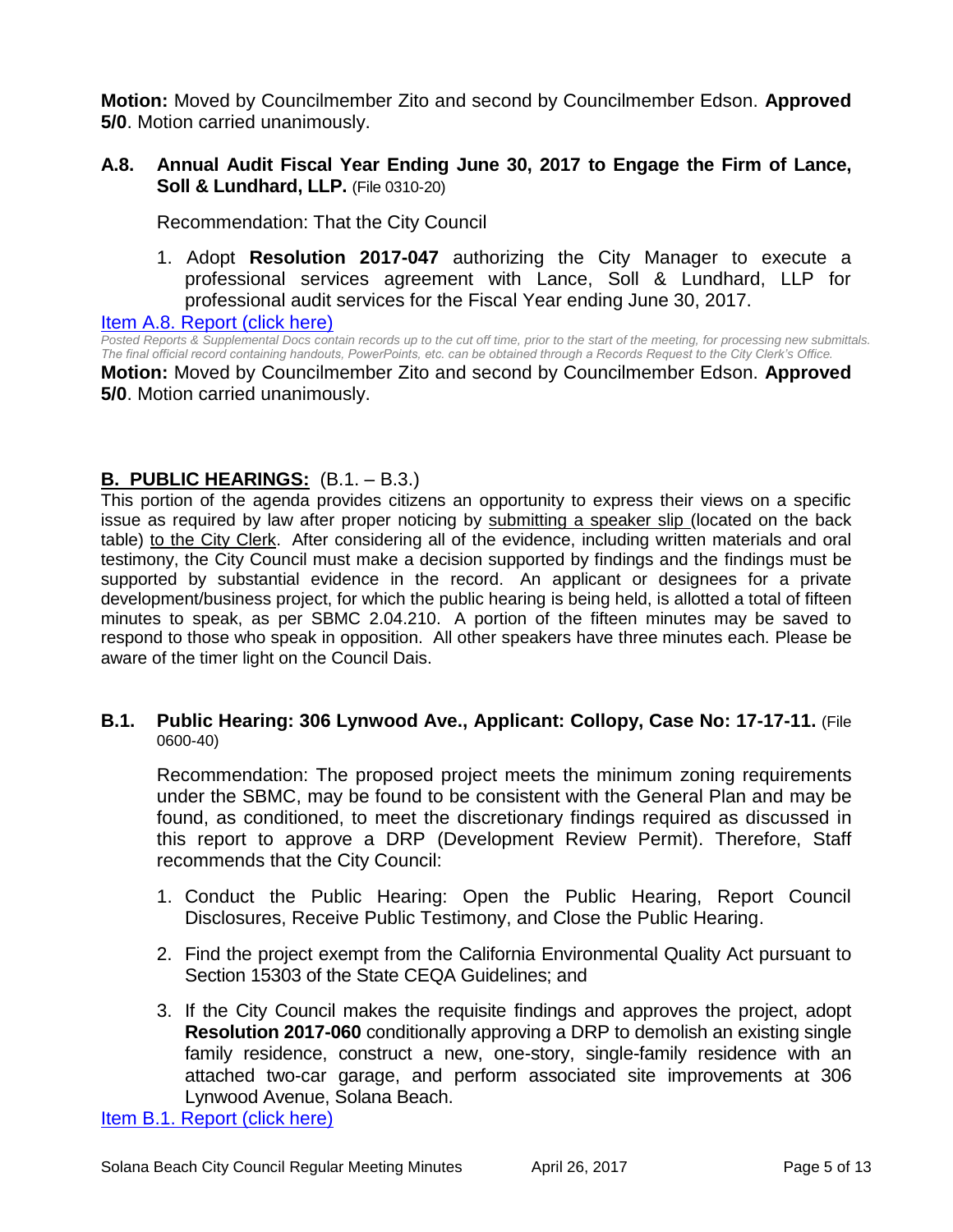**Motion:** Moved by Councilmember Zito and second by Councilmember Edson. **Approved 5/0**. Motion carried unanimously.

### A.8. Annual Audit Fiscal Year Ending June 30, 2017 to Engage the Firm of Lance, Soll & Lundhard, LLP. (File 0310-20)

Recommendation: That the City Council

1. Adopt **Resolution 2017-047** authorizing the City Manager to execute a professional services agreement with Lance, Soll & Lundhard, LLP for professional audit services for the Fiscal Year ending June 30, 2017.

Item A.8. Report (click here)

*Posted Reports & Supplemental Docs contain records up to the cut off time, prior to the start of the meeting, for processing new submittals. The final official record containing handouts, PowerPoints, etc. can be obtained through a Records Request to the City Clerk's Office.*

**Motion:** Moved by Councilmember Zito and second by Councilmember Edson. **Approved 5/0**. Motion carried unanimously.

## B. PUBLIC HEARINGS: (B.1. – B.3.)

This portion of the agenda provides citizens an opportunity to express their views on a specific issue as required by law after proper noticing by submitting a speaker slip (located on the back table) to the City Clerk. After considering all of the evidence, including written materials and oral testimony, the City Council must make a decision supported by findings and the findings must be supported by substantial evidence in the record. An applicant or designees for a private development/business project, for which the public hearing is being held, is allotted a total of fifteen minutes to speak, as per SBMC 2.04.210. A portion of the fifteen minutes may be saved to respond to those who speak in opposition. All other speakers have three minutes each. Please be aware of the timer light on the Council Dais.

### B.1. Public Hearing: 306 Lynwood Ave., Applicant: Collopy, Case No: 17-17-11. (File 0600-40)

Recommendation: The proposed project meets the minimum zoning requirements under the SBMC, may be found to be consistent with the General Plan and may be found, as conditioned, to meet the discretionary findings required as discussed in this report to approve a DRP (Development Review Permit). Therefore, Staff recommends that the City Council:

1. Conduct the Public Hearing: Open the Public Hearing, Report Council Disclosures, Receive Public Testimony, and Close the Public Hearing.
2. Find the project exempt from the California Environmental Quality Act pursuant to Section 15303 of the State CEQA Guidelines; and
3. If the City Council makes the requisite findings and approves the project, adopt **Resolution 2017-060** conditionally approving a DRP to demolish an existing single family residence, construct a new, one-story, single-family residence with an attached two-car garage, and perform associated site improvements at 306 Lynwood Avenue, Solana Beach.

Item B.1. Report (click here)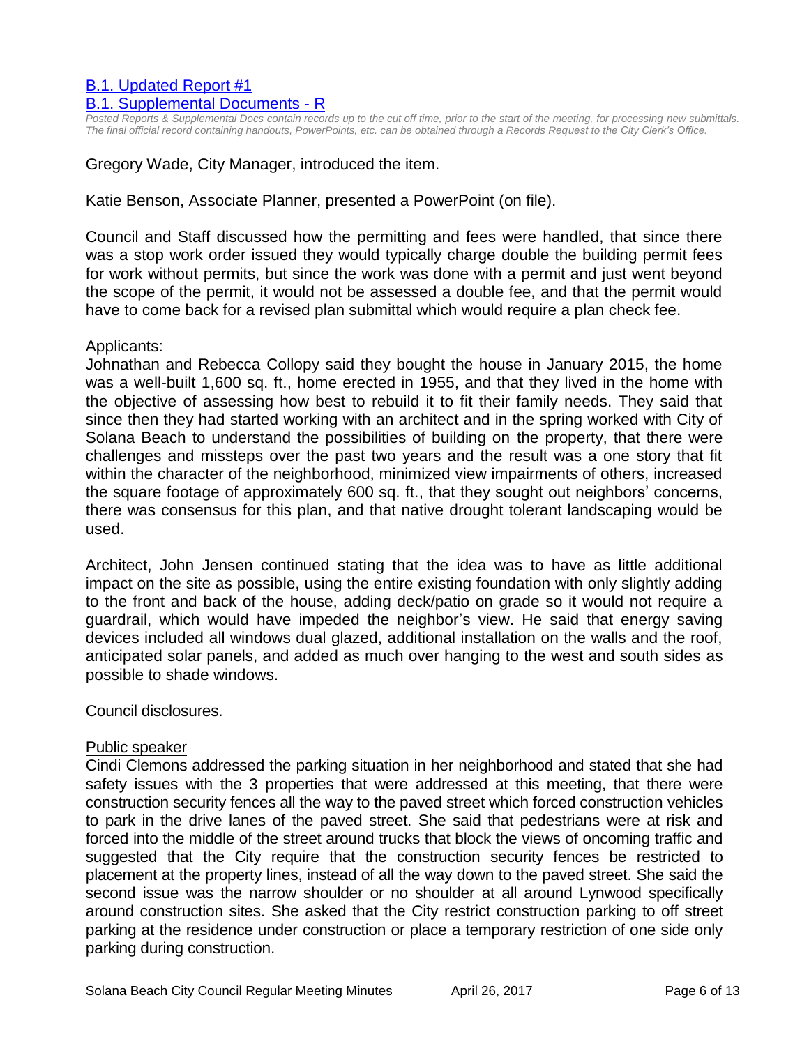[B.1. Updated Report #1](#)

[B.1. Supplemental Documents - R](#)

*Posted Reports & Supplemental Docs contain records up to the cut off time, prior to the start of the meeting, for processing new submittals. The final official record containing handouts, PowerPoints, etc. can be obtained through a Records Request to the City Clerk's Office.*

Gregory Wade, City Manager, introduced the item.

Katie Benson, Associate Planner, presented a PowerPoint (on file).

Council and Staff discussed how the permitting and fees were handled, that since there was a stop work order issued they would typically charge double the building permit fees for work without permits, but since the work was done with a permit and just went beyond the scope of the permit, it would not be assessed a double fee, and that the permit would have to come back for a revised plan submittal which would require a plan check fee.

Applicants:
Johnathan and Rebecca Collopy said they bought the house in January 2015, the home was a well-built 1,600 sq. ft., home erected in 1955, and that they lived in the home with the objective of assessing how best to rebuild it to fit their family needs. They said that since then they had started working with an architect and in the spring worked with City of Solana Beach to understand the possibilities of building on the property, that there were challenges and missteps over the past two years and the result was a one story that fit within the character of the neighborhood, minimized view impairments of others, increased the square footage of approximately 600 sq. ft., that they sought out neighbors' concerns, there was consensus for this plan, and that native drought tolerant landscaping would be used.

Architect, John Jensen continued stating that the idea was to have as little additional impact on the site as possible, using the entire existing foundation with only slightly adding to the front and back of the house, adding deck/patio on grade so it would not require a guardrail, which would have impeded the neighbor's view. He said that energy saving devices included all windows dual glazed, additional installation on the walls and the roof, anticipated solar panels, and added as much over hanging to the west and south sides as possible to shade windows.

Council disclosures.

<u>Public speaker</u>

Cindi Clemons addressed the parking situation in her neighborhood and stated that she had safety issues with the 3 properties that were addressed at this meeting, that there were construction security fences all the way to the paved street which forced construction vehicles to park in the drive lanes of the paved street. She said that pedestrians were at risk and forced into the middle of the street around trucks that block the views of oncoming traffic and suggested that the City require that the construction security fences be restricted to placement at the property lines, instead of all the way down to the paved street. She said the second issue was the narrow shoulder or no shoulder at all around Lynwood specifically around construction sites. She asked that the City restrict construction parking to off street parking at the residence under construction or place a temporary restriction of one side only parking during construction.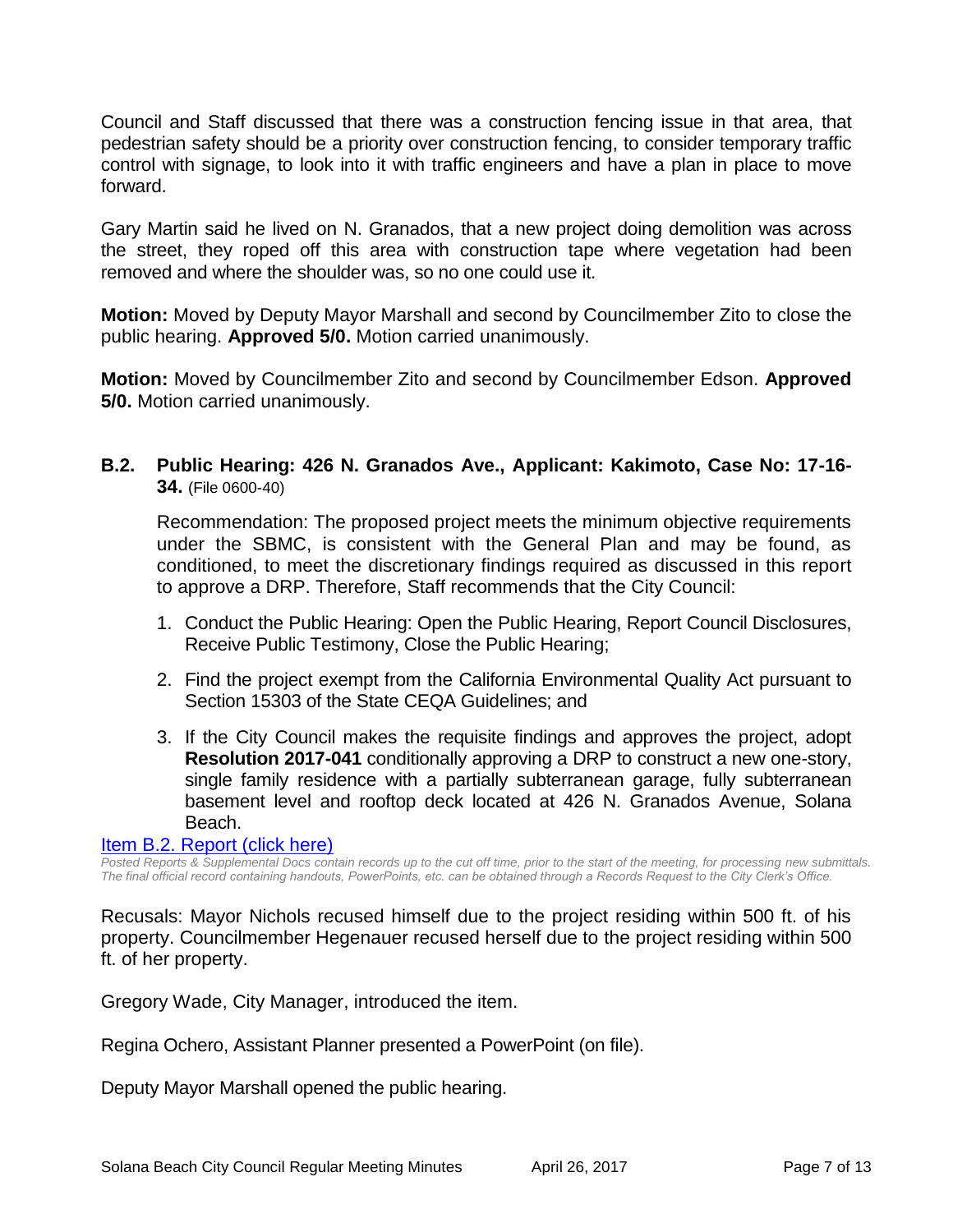Council and Staff discussed that there was a construction fencing issue in that area, that pedestrian safety should be a priority over construction fencing, to consider temporary traffic control with signage, to look into it with traffic engineers and have a plan in place to move forward.

Gary Martin said he lived on N. Granados, that a new project doing demolition was across the street, they roped off this area with construction tape where vegetation had been removed and where the shoulder was, so no one could use it.

**Motion:** Moved by Deputy Mayor Marshall and second by Councilmember Zito to close the public hearing. **Approved 5/0.** Motion carried unanimously.

**Motion:** Moved by Councilmember Zito and second by Councilmember Edson. **Approved 5/0.** Motion carried unanimously.

### B.2. Public Hearing: 426 N. Granados Ave., Applicant: Kakimoto, Case No: 17-16-34. (File 0600-40)

Recommendation: The proposed project meets the minimum objective requirements under the SBMC, is consistent with the General Plan and may be found, as conditioned, to meet the discretionary findings required as discussed in this report to approve a DRP. Therefore, Staff recommends that the City Council:

1. Conduct the Public Hearing: Open the Public Hearing, Report Council Disclosures, Receive Public Testimony, Close the Public Hearing;
2. Find the project exempt from the California Environmental Quality Act pursuant to Section 15303 of the State CEQA Guidelines; and
3. If the City Council makes the requisite findings and approves the project, adopt **Resolution 2017-041** conditionally approving a DRP to construct a new one-story, single family residence with a partially subterranean garage, fully subterranean basement level and rooftop deck located at 426 N. Granados Avenue, Solana Beach.

Item B.2. Report (click here)

*Posted Reports & Supplemental Docs contain records up to the cut off time, prior to the start of the meeting, for processing new submittals. The final official record containing handouts, PowerPoints, etc. can be obtained through a Records Request to the City Clerk's Office.*

Recusals: Mayor Nichols recused himself due to the project residing within 500 ft. of his property. Councilmember Hegenauer recused herself due to the project residing within 500 ft. of her property.

Gregory Wade, City Manager, introduced the item.

Regina Ochero, Assistant Planner presented a PowerPoint (on file).

Deputy Mayor Marshall opened the public hearing.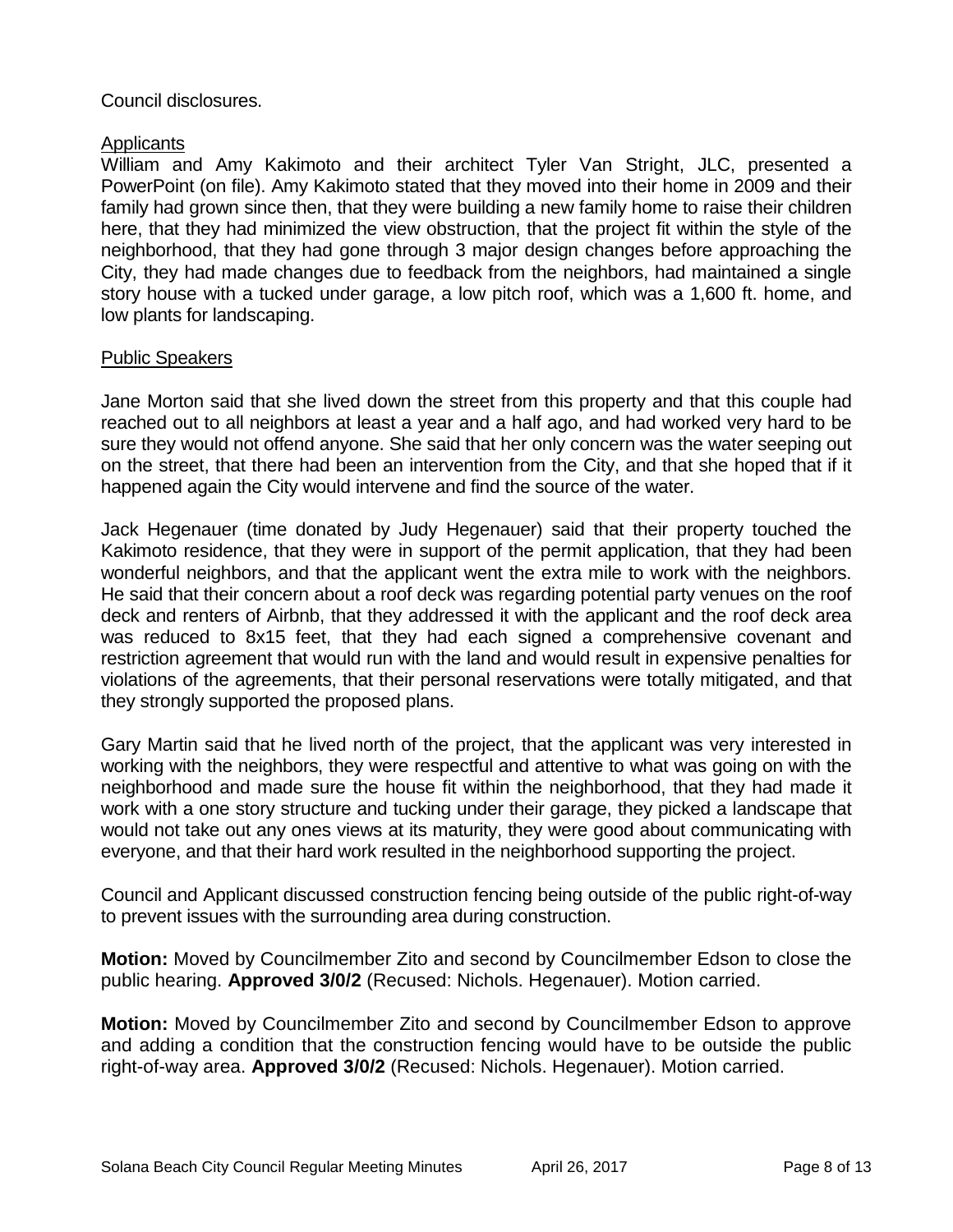Council disclosures.

Applicants

William and Amy Kakimoto and their architect Tyler Van Stright, JLC, presented a PowerPoint (on file). Amy Kakimoto stated that they moved into their home in 2009 and their family had grown since then, that they were building a new family home to raise their children here, that they had minimized the view obstruction, that the project fit within the style of the neighborhood, that they had gone through 3 major design changes before approaching the City, they had made changes due to feedback from the neighbors, had maintained a single story house with a tucked under garage, a low pitch roof, which was a 1,600 ft. home, and low plants for landscaping.

Public Speakers

Jane Morton said that she lived down the street from this property and that this couple had reached out to all neighbors at least a year and a half ago, and had worked very hard to be sure they would not offend anyone. She said that her only concern was the water seeping out on the street, that there had been an intervention from the City, and that she hoped that if it happened again the City would intervene and find the source of the water.

Jack Hegenauer (time donated by Judy Hegenauer) said that their property touched the Kakimoto residence, that they were in support of the permit application, that they had been wonderful neighbors, and that the applicant went the extra mile to work with the neighbors. He said that their concern about a roof deck was regarding potential party venues on the roof deck and renters of Airbnb, that they addressed it with the applicant and the roof deck area was reduced to 8x15 feet, that they had each signed a comprehensive covenant and restriction agreement that would run with the land and would result in expensive penalties for violations of the agreements, that their personal reservations were totally mitigated, and that they strongly supported the proposed plans.

Gary Martin said that he lived north of the project, that the applicant was very interested in working with the neighbors, they were respectful and attentive to what was going on with the neighborhood and made sure the house fit within the neighborhood, that they had made it work with a one story structure and tucking under their garage, they picked a landscape that would not take out any ones views at its maturity, they were good about communicating with everyone, and that their hard work resulted in the neighborhood supporting the project.

Council and Applicant discussed construction fencing being outside of the public right-of-way to prevent issues with the surrounding area during construction.

**Motion:** Moved by Councilmember Zito and second by Councilmember Edson to close the public hearing. **Approved 3/0/2** (Recused: Nichols. Hegenauer). Motion carried.

**Motion:** Moved by Councilmember Zito and second by Councilmember Edson to approve and adding a condition that the construction fencing would have to be outside the public right-of-way area. **Approved 3/0/2** (Recused: Nichols. Hegenauer). Motion carried.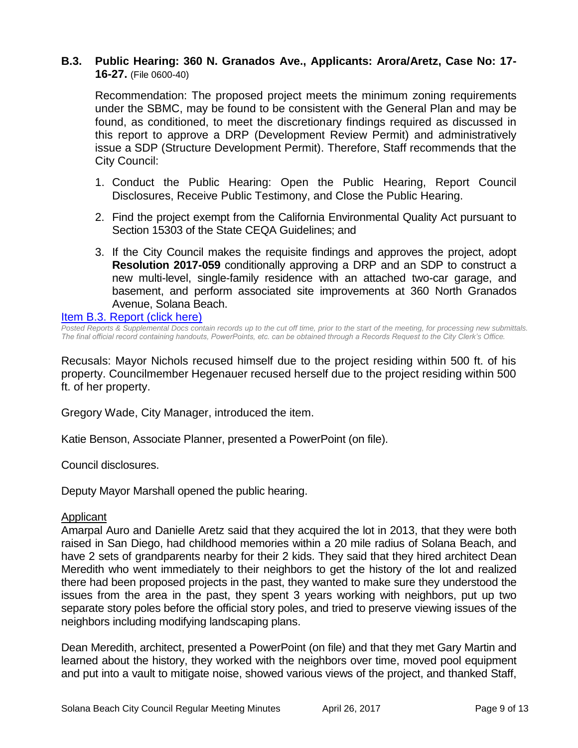### B.3. Public Hearing: 360 N. Granados Ave., Applicants: Arora/Aretz, Case No: 17-16-27. (File 0600-40)

Recommendation: The proposed project meets the minimum zoning requirements under the SBMC, may be found to be consistent with the General Plan and may be found, as conditioned, to meet the discretionary findings required as discussed in this report to approve a DRP (Development Review Permit) and administratively issue a SDP (Structure Development Permit). Therefore, Staff recommends that the City Council:

1. Conduct the Public Hearing: Open the Public Hearing, Report Council Disclosures, Receive Public Testimony, and Close the Public Hearing.
2. Find the project exempt from the California Environmental Quality Act pursuant to Section 15303 of the State CEQA Guidelines; and
3. If the City Council makes the requisite findings and approves the project, adopt **Resolution 2017-059** conditionally approving a DRP and an SDP to construct a new multi-level, single-family residence with an attached two-car garage, and basement, and perform associated site improvements at 360 North Granados Avenue, Solana Beach.

Item B.3. Report (click here)

*Posted Reports & Supplemental Docs contain records up to the cut off time, prior to the start of the meeting, for processing new submittals. The final official record containing handouts, PowerPoints, etc. can be obtained through a Records Request to the City Clerk's Office.*

Recusals: Mayor Nichols recused himself due to the project residing within 500 ft. of his property. Councilmember Hegenauer recused herself due to the project residing within 500 ft. of her property.

Gregory Wade, City Manager, introduced the item.

Katie Benson, Associate Planner, presented a PowerPoint (on file).

Council disclosures.

Deputy Mayor Marshall opened the public hearing.

Applicant

Amarpal Auro and Danielle Aretz said that they acquired the lot in 2013, that they were both raised in San Diego, had childhood memories within a 20 mile radius of Solana Beach, and have 2 sets of grandparents nearby for their 2 kids. They said that they hired architect Dean Meredith who went immediately to their neighbors to get the history of the lot and realized there had been proposed projects in the past, they wanted to make sure they understood the issues from the area in the past, they spent 3 years working with neighbors, put up two separate story poles before the official story poles, and tried to preserve viewing issues of the neighbors including modifying landscaping plans.

Dean Meredith, architect, presented a PowerPoint (on file) and that they met Gary Martin and learned about the history, they worked with the neighbors over time, moved pool equipment and put into a vault to mitigate noise, showed various views of the project, and thanked Staff,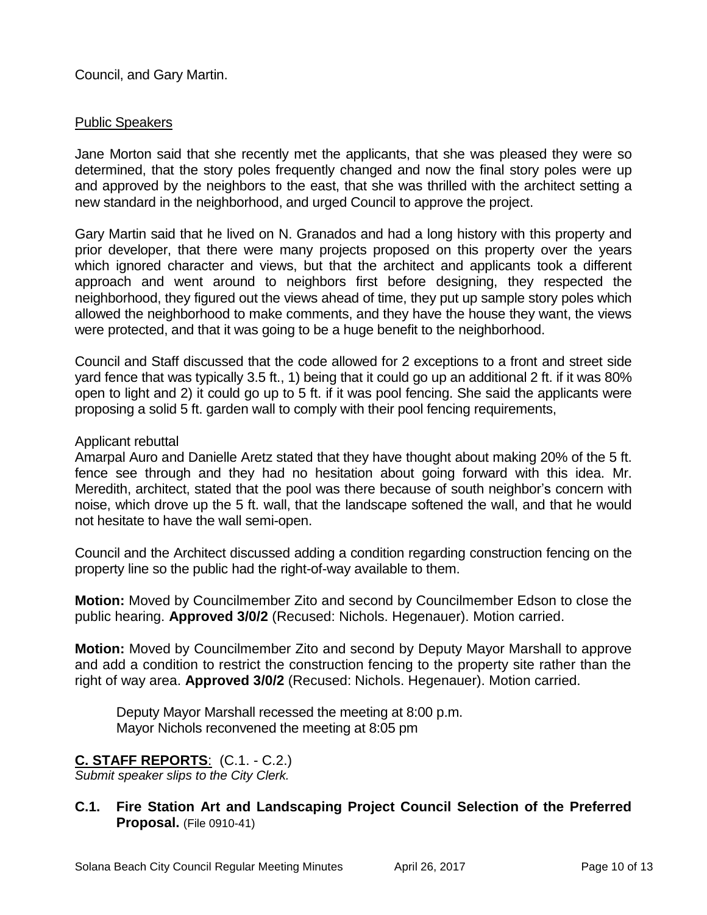Council, and Gary Martin.

Public Speakers

Jane Morton said that she recently met the applicants, that she was pleased they were so determined, that the story poles frequently changed and now the final story poles were up and approved by the neighbors to the east, that she was thrilled with the architect setting a new standard in the neighborhood, and urged Council to approve the project.

Gary Martin said that he lived on N. Granados and had a long history with this property and prior developer, that there were many projects proposed on this property over the years which ignored character and views, but that the architect and applicants took a different approach and went around to neighbors first before designing, they respected the neighborhood, they figured out the views ahead of time, they put up sample story poles which allowed the neighborhood to make comments, and they have the house they want, the views were protected, and that it was going to be a huge benefit to the neighborhood.

Council and Staff discussed that the code allowed for 2 exceptions to a front and street side yard fence that was typically 3.5 ft., 1) being that it could go up an additional 2 ft. if it was 80% open to light and 2) it could go up to 5 ft. if it was pool fencing. She said the applicants were proposing a solid 5 ft. garden wall to comply with their pool fencing requirements,

Applicant rebuttal

Amarpal Auro and Danielle Aretz stated that they have thought about making 20% of the 5 ft. fence see through and they had no hesitation about going forward with this idea. Mr. Meredith, architect, stated that the pool was there because of south neighbor's concern with noise, which drove up the 5 ft. wall, that the landscape softened the wall, and that he would not hesitate to have the wall semi-open.

Council and the Architect discussed adding a condition regarding construction fencing on the property line so the public had the right-of-way available to them.

**Motion:** Moved by Councilmember Zito and second by Councilmember Edson to close the public hearing. **Approved 3/0/2** (Recused: Nichols. Hegenauer). Motion carried.

**Motion:** Moved by Councilmember Zito and second by Deputy Mayor Marshall to approve and add a condition to restrict the construction fencing to the property site rather than the right of way area. **Approved 3/0/2** (Recused: Nichols. Hegenauer). Motion carried.

Deputy Mayor Marshall recessed the meeting at 8:00 p.m.
Mayor Nichols reconvened the meeting at 8:05 pm

## C. STAFF REPORTS: (C.1. - C.2.)

*Submit speaker slips to the City Clerk.*

### C.1. Fire Station Art and Landscaping Project Council Selection of the Preferred Proposal. (File 0910-41)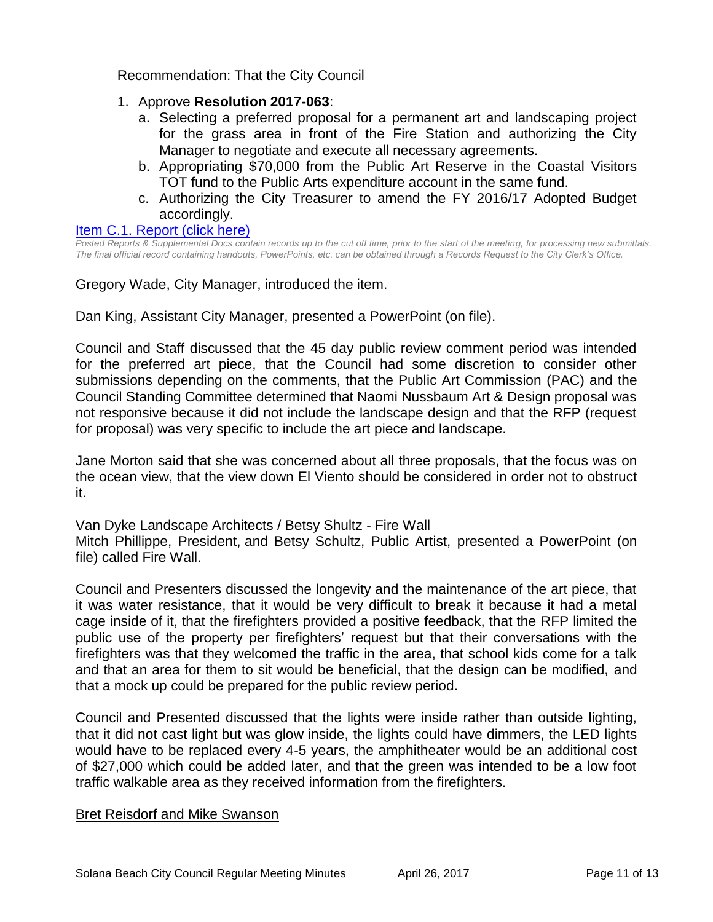Recommendation: That the City Council

1. Approve **Resolution 2017-063**:
   a. Selecting a preferred proposal for a permanent art and landscaping project for the grass area in front of the Fire Station and authorizing the City Manager to negotiate and execute all necessary agreements.
   b. Appropriating $70,000 from the Public Art Reserve in the Coastal Visitors TOT fund to the Public Arts expenditure account in the same fund.
   c. Authorizing the City Treasurer to amend the FY 2016/17 Adopted Budget accordingly.

[Item C.1. Report (click here)]

*Posted Reports & Supplemental Docs contain records up to the cut off time, prior to the start of the meeting, for processing new submittals. The final official record containing handouts, PowerPoints, etc. can be obtained through a Records Request to the City Clerk's Office.*

Gregory Wade, City Manager, introduced the item.

Dan King, Assistant City Manager, presented a PowerPoint (on file).

Council and Staff discussed that the 45 day public review comment period was intended for the preferred art piece, that the Council had some discretion to consider other submissions depending on the comments, that the Public Art Commission (PAC) and the Council Standing Committee determined that Naomi Nussbaum Art & Design proposal was not responsive because it did not include the landscape design and that the RFP (request for proposal) was very specific to include the art piece and landscape.

Jane Morton said that she was concerned about all three proposals, that the focus was on the ocean view, that the view down El Viento should be considered in order not to obstruct it.

Van Dyke Landscape Architects / Betsy Shultz - Fire Wall

Mitch Phillippe, President, and Betsy Schultz, Public Artist, presented a PowerPoint (on file) called Fire Wall.

Council and Presenters discussed the longevity and the maintenance of the art piece, that it was water resistance, that it would be very difficult to break it because it had a metal cage inside of it, that the firefighters provided a positive feedback, that the RFP limited the public use of the property per firefighters' request but that their conversations with the firefighters was that they welcomed the traffic in the area, that school kids come for a talk and that an area for them to sit would be beneficial, that the design can be modified, and that a mock up could be prepared for the public review period.

Council and Presented discussed that the lights were inside rather than outside lighting, that it did not cast light but was glow inside, the lights could have dimmers, the LED lights would have to be replaced every 4-5 years, the amphitheater would be an additional cost of $27,000 which could be added later, and that the green was intended to be a low foot traffic walkable area as they received information from the firefighters.

Bret Reisdorf and Mike Swanson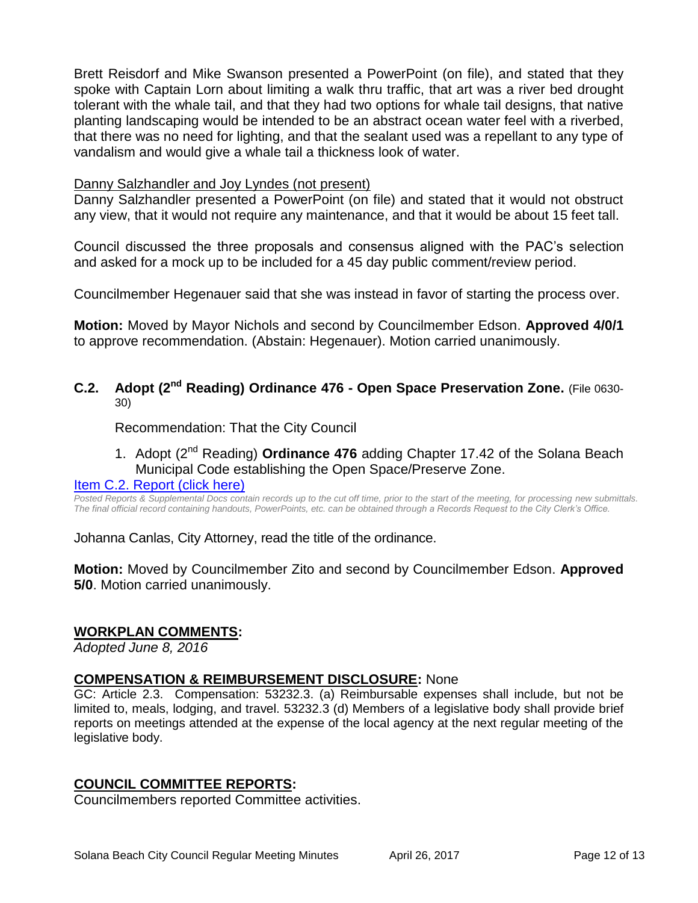Brett Reisdorf and Mike Swanson presented a PowerPoint (on file), and stated that they spoke with Captain Lorn about limiting a walk thru traffic, that art was a river bed drought tolerant with the whale tail, and that they had two options for whale tail designs, that native planting landscaping would be intended to be an abstract ocean water feel with a riverbed, that there was no need for lighting, and that the sealant used was a repellant to any type of vandalism and would give a whale tail a thickness look of water.

Danny Salzhandler and Joy Lyndes (not present)

Danny Salzhandler presented a PowerPoint (on file) and stated that it would not obstruct any view, that it would not require any maintenance, and that it would be about 15 feet tall.

Council discussed the three proposals and consensus aligned with the PAC's selection and asked for a mock up to be included for a 45 day public comment/review period.

Councilmember Hegenauer said that she was instead in favor of starting the process over.

**Motion:** Moved by Mayor Nichols and second by Councilmember Edson. **Approved 4/0/1** to approve recommendation. (Abstain: Hegenauer). Motion carried unanimously.

### C.2. Adopt (2nd Reading) Ordinance 476 - Open Space Preservation Zone. (File 0630-30)

Recommendation: That the City Council

1. Adopt (2nd Reading) **Ordinance 476** adding Chapter 17.42 of the Solana Beach Municipal Code establishing the Open Space/Preserve Zone.

[Item C.2. Report (click here)]

*Posted Reports & Supplemental Docs contain records up to the cut off time, prior to the start of the meeting, for processing new submittals. The final official record containing handouts, PowerPoints, etc. can be obtained through a Records Request to the City Clerk's Office.*

Johanna Canlas, City Attorney, read the title of the ordinance.

**Motion:** Moved by Councilmember Zito and second by Councilmember Edson. **Approved 5/0**. Motion carried unanimously.

## WORKPLAN COMMENTS:

*Adopted June 8, 2016*

## COMPENSATION & REIMBURSEMENT DISCLOSURE: None

GC: Article 2.3. Compensation: 53232.3. (a) Reimbursable expenses shall include, but not be limited to, meals, lodging, and travel. 53232.3 (d) Members of a legislative body shall provide brief reports on meetings attended at the expense of the local agency at the next regular meeting of the legislative body.

## COUNCIL COMMITTEE REPORTS:

Councilmembers reported Committee activities.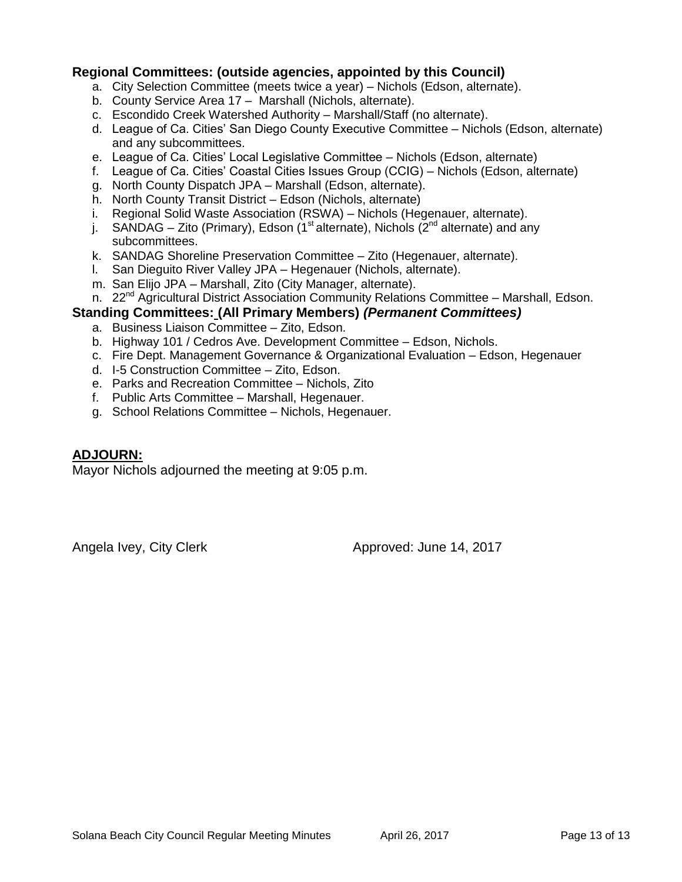**Regional Committees: (outside agencies, appointed by this Council)**

a. City Selection Committee (meets twice a year) – Nichols (Edson, alternate).
b. County Service Area 17 – Marshall (Nichols, alternate).
c. Escondido Creek Watershed Authority – Marshall/Staff (no alternate).
d. League of Ca. Cities' San Diego County Executive Committee – Nichols (Edson, alternate) and any subcommittees.
e. League of Ca. Cities' Local Legislative Committee – Nichols (Edson, alternate)
f. League of Ca. Cities' Coastal Cities Issues Group (CCIG) – Nichols (Edson, alternate)
g. North County Dispatch JPA – Marshall (Edson, alternate).
h. North County Transit District – Edson (Nichols, alternate)
i. Regional Solid Waste Association (RSWA) – Nichols (Hegenauer, alternate).
j. SANDAG – Zito (Primary), Edson (1st alternate), Nichols (2nd alternate) and any subcommittees.
k. SANDAG Shoreline Preservation Committee – Zito (Hegenauer, alternate).
l. San Dieguito River Valley JPA – Hegenauer (Nichols, alternate).
m. San Elijo JPA – Marshall, Zito (City Manager, alternate).
n. 22nd Agricultural District Association Community Relations Committee – Marshall, Edson.

**Standing Committees: (All Primary Members)** ***(Permanent Committees)***

a. Business Liaison Committee – Zito, Edson.
b. Highway 101 / Cedros Ave. Development Committee – Edson, Nichols.
c. Fire Dept. Management Governance & Organizational Evaluation – Edson, Hegenauer
d. I-5 Construction Committee – Zito, Edson.
e. Parks and Recreation Committee – Nichols, Zito
f. Public Arts Committee – Marshall, Hegenauer.
g. School Relations Committee – Nichols, Hegenauer.

**ADJOURN:**

Mayor Nichols adjourned the meeting at 9:05 p.m.

Angela Ivey, City Clerk                    Approved: June 14, 2017